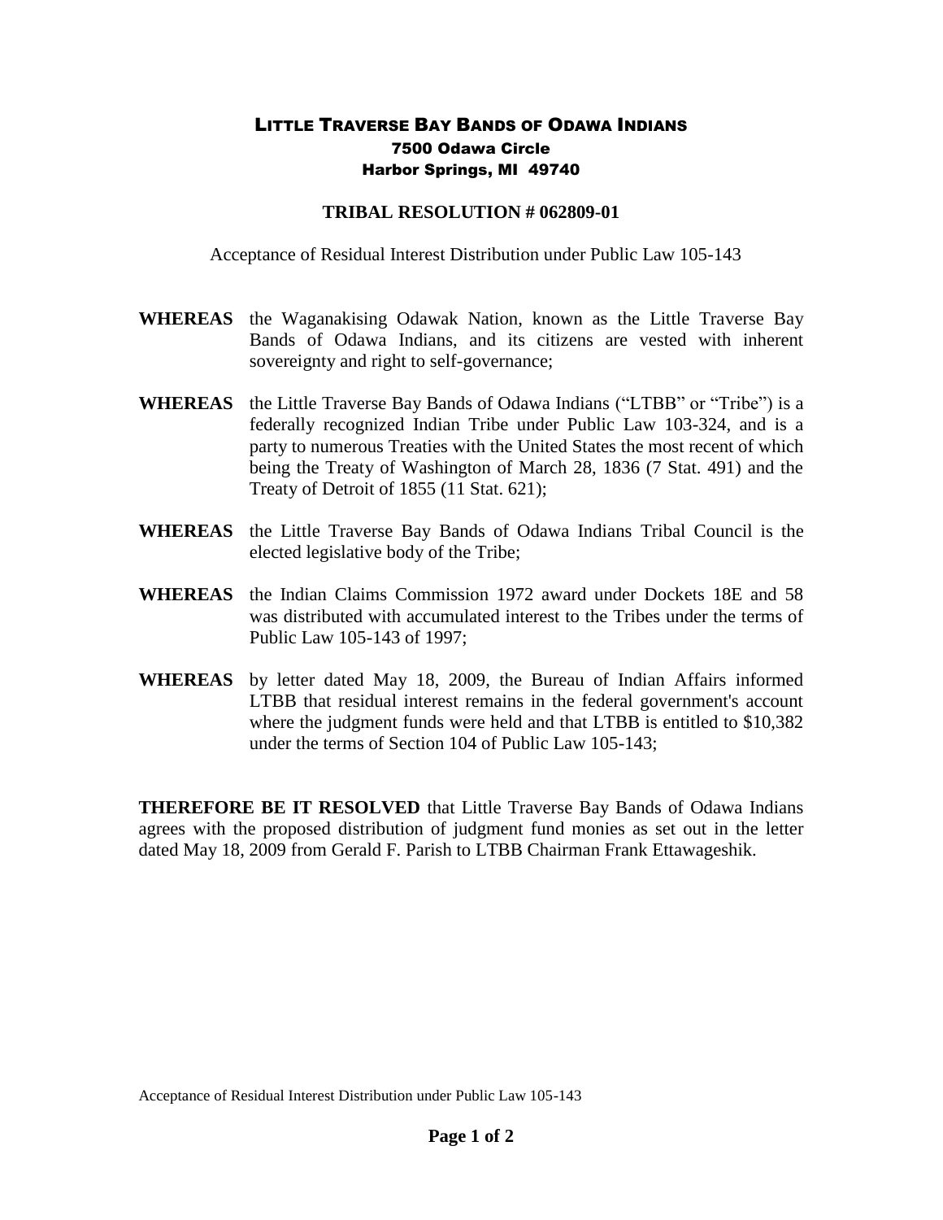# LITTLE TRAVERSE BAY BANDS OF ODAWA INDIANS

**7500 Odawa Circle**
**Harbor Springs, MI 49740**

## TRIBAL RESOLUTION # 062809-01

Acceptance of Residual Interest Distribution under Public Law 105-143

**WHEREAS** the Waganakising Odawak Nation, known as the Little Traverse Bay Bands of Odawa Indians, and its citizens are vested with inherent sovereignty and right to self-governance;

**WHEREAS** the Little Traverse Bay Bands of Odawa Indians ("LTBB" or "Tribe") is a federally recognized Indian Tribe under Public Law 103-324, and is a party to numerous Treaties with the United States the most recent of which being the Treaty of Washington of March 28, 1836 (7 Stat. 491) and the Treaty of Detroit of 1855 (11 Stat. 621);

**WHEREAS** the Little Traverse Bay Bands of Odawa Indians Tribal Council is the elected legislative body of the Tribe;

**WHEREAS** the Indian Claims Commission 1972 award under Dockets 18E and 58 was distributed with accumulated interest to the Tribes under the terms of Public Law 105-143 of 1997;

**WHEREAS** by letter dated May 18, 2009, the Bureau of Indian Affairs informed LTBB that residual interest remains in the federal government's account where the judgment funds were held and that LTBB is entitled to $10,382 under the terms of Section 104 of Public Law 105-143;

**THEREFORE BE IT RESOLVED** that Little Traverse Bay Bands of Odawa Indians agrees with the proposed distribution of judgment fund monies as set out in the letter dated May 18, 2009 from Gerald F. Parish to LTBB Chairman Frank Ettawageshik.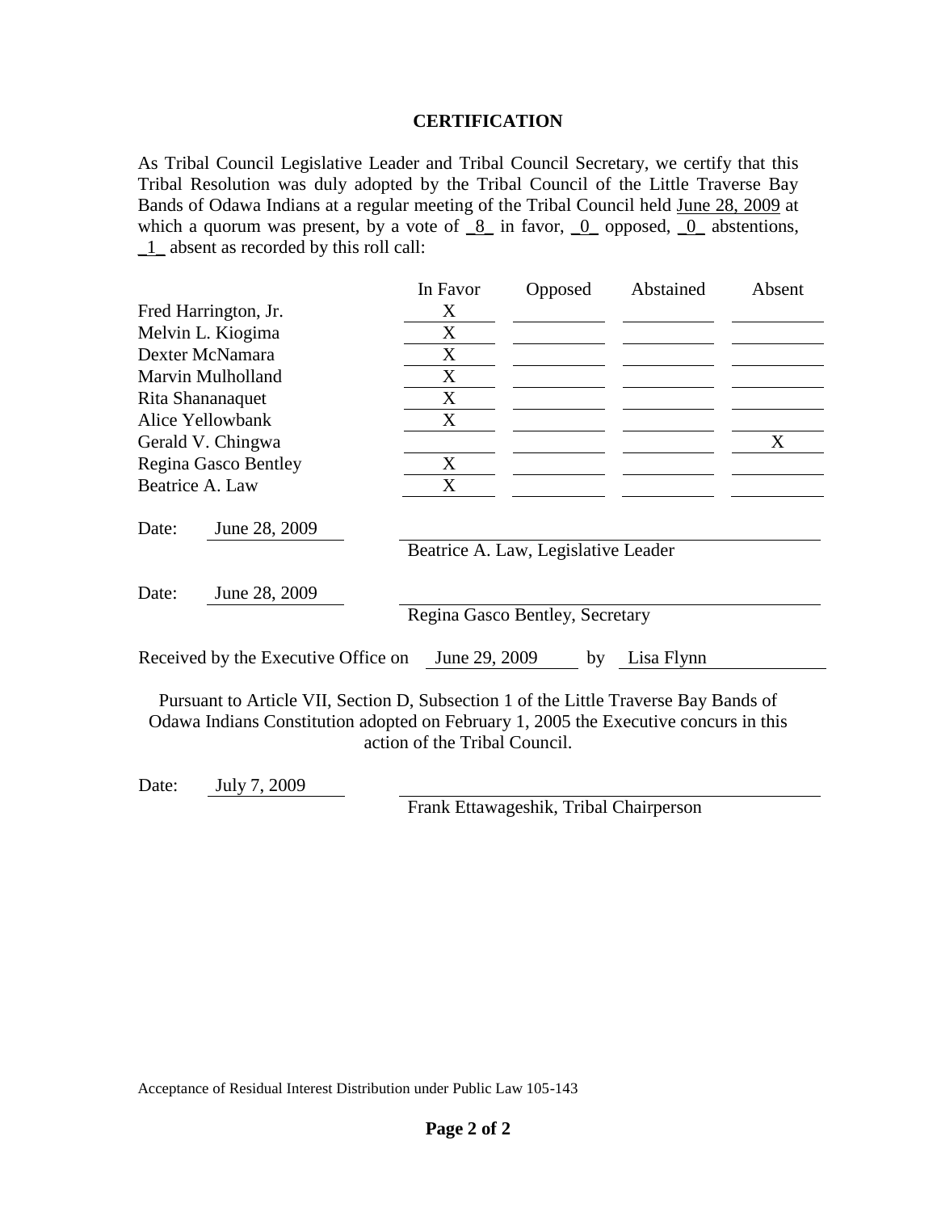## CERTIFICATION

As Tribal Council Legislative Leader and Tribal Council Secretary, we certify that this Tribal Resolution was duly adopted by the Tribal Council of the Little Traverse Bay Bands of Odawa Indians at a regular meeting of the Tribal Council held June 28, 2009 at which a quorum was present, by a vote of _8_ in favor, _0_ opposed, _0_ abstentions, _1_ absent as recorded by this roll call:

| | In Favor | Opposed | Abstained | Absent |
|---|---|---|---|---|
| Fred Harrington, Jr. | X | | | |
| Melvin L. Kiogima | X | | | |
| Dexter McNamara | X | | | |
| Marvin Mulholland | X | | | |
| Rita Shananaquet | X | | | |
| Alice Yellowbank | X | | | |
| Gerald V. Chingwa | | | | X |
| Regina Gasco Bentley | X | | | |
| Beatrice A. Law | X | | | |

Date: June 28, 2009

Beatrice A. Law, Legislative Leader

Date: June 28, 2009

Regina Gasco Bentley, Secretary

Received by the Executive Office on June 29, 2009 by Lisa Flynn

Pursuant to Article VII, Section D, Subsection 1 of the Little Traverse Bay Bands of Odawa Indians Constitution adopted on February 1, 2005 the Executive concurs in this action of the Tribal Council.

Date: July 7, 2009

Frank Ettawageshik, Tribal Chairperson

Acceptance of Residual Interest Distribution under Public Law 105-143